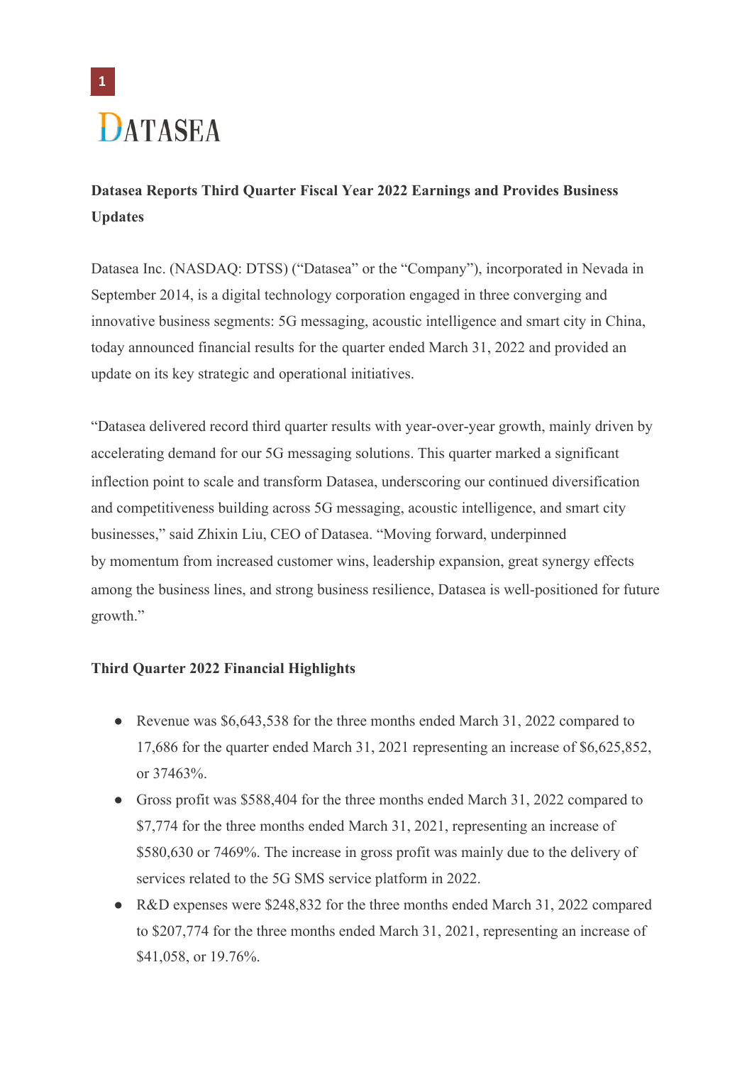DATASEA

**Datasea Reports Third Quarter Fiscal Year 2022 Earnings and Provides Business Updates**

Datasea Inc. (NASDAQ: DTSS) ("Datasea" or the "Company"), incorporated in Nevada in September 2014, is a digital technology corporation engaged in three converging and innovative business segments: 5G messaging, acoustic intelligence and smart city in China, today announced financial results for the quarter ended March 31, 2022 and provided an update on its key strategic and operational initiatives.

"Datasea delivered record third quarter results with year-over-year growth, mainly driven by accelerating demand for our 5G messaging solutions. This quarter marked a significant inflection point to scale and transform Datasea, underscoring our continued diversification and competitiveness building across 5G messaging, acoustic intelligence, and smart city businesses," said Zhixin Liu, CEO of Datasea. "Moving forward, underpinned by momentum from increased customer wins, leadership expansion, great synergy effects among the business lines, and strong business resilience, Datasea is well-positioned for future growth."

**Third Quarter 2022 Financial Highlights**

- Revenue was $6,643,538 for the three months ended March 31, 2022 compared to 17,686 for the quarter ended March 31, 2021 representing an increase of $6,625,852, or 37463%.
- Gross profit was $588,404 for the three months ended March 31, 2022 compared to $7,774 for the three months ended March 31, 2021, representing an increase of $580,630 or 7469%. The increase in gross profit was mainly due to the delivery of services related to the 5G SMS service platform in 2022.
- R&D expenses were $248,832 for the three months ended March 31, 2022 compared to $207,774 for the three months ended March 31, 2021, representing an increase of $41,058, or 19.76%.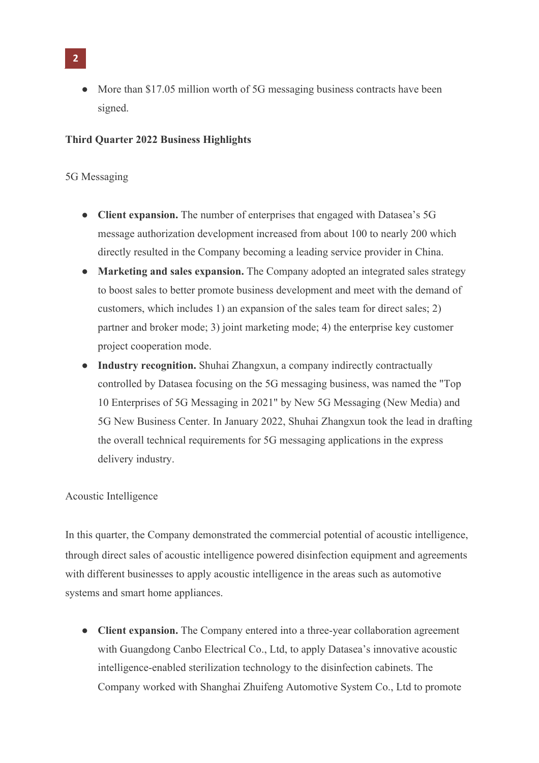- More than $17.05 million worth of 5G messaging business contracts have been signed.

**Third Quarter 2022 Business Highlights**

5G Messaging

- **Client expansion.** The number of enterprises that engaged with Datasea's 5G message authorization development increased from about 100 to nearly 200 which directly resulted in the Company becoming a leading service provider in China.
- **Marketing and sales expansion.** The Company adopted an integrated sales strategy to boost sales to better promote business development and meet with the demand of customers, which includes 1) an expansion of the sales team for direct sales; 2) partner and broker mode; 3) joint marketing mode; 4) the enterprise key customer project cooperation mode.
- **Industry recognition.** Shuhai Zhangxun, a company indirectly contractually controlled by Datasea focusing on the 5G messaging business, was named the "Top 10 Enterprises of 5G Messaging in 2021" by New 5G Messaging (New Media) and 5G New Business Center. In January 2022, Shuhai Zhangxun took the lead in drafting the overall technical requirements for 5G messaging applications in the express delivery industry.

Acoustic Intelligence

In this quarter, the Company demonstrated the commercial potential of acoustic intelligence, through direct sales of acoustic intelligence powered disinfection equipment and agreements with different businesses to apply acoustic intelligence in the areas such as automotive systems and smart home appliances.

- **Client expansion.** The Company entered into a three-year collaboration agreement with Guangdong Canbo Electrical Co., Ltd, to apply Datasea's innovative acoustic intelligence-enabled sterilization technology to the disinfection cabinets. The Company worked with Shanghai Zhuifeng Automotive System Co., Ltd to promote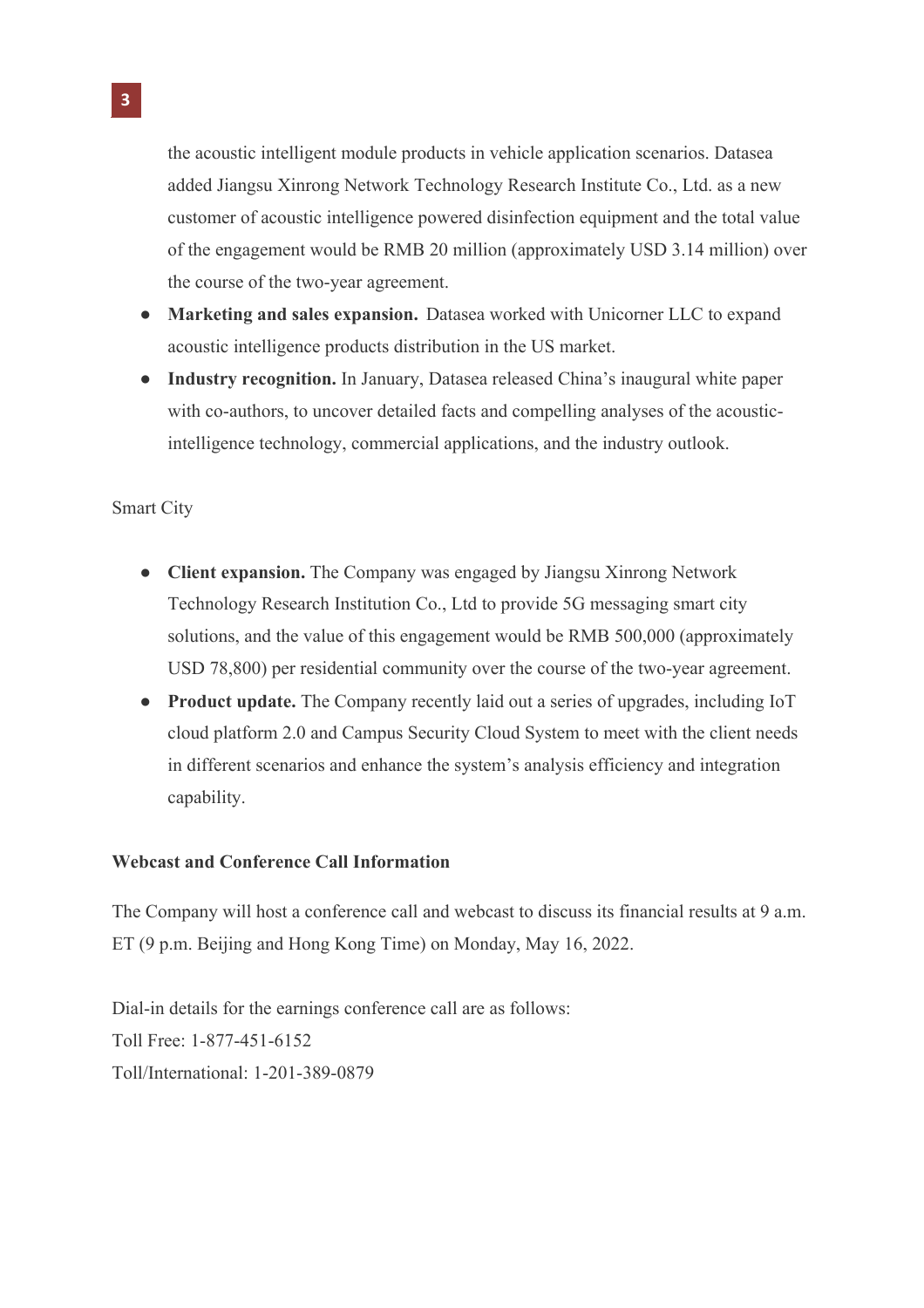the acoustic intelligent module products in vehicle application scenarios. Datasea added Jiangsu Xinrong Network Technology Research Institute Co., Ltd. as a new customer of acoustic intelligence powered disinfection equipment and the total value of the engagement would be RMB 20 million (approximately USD 3.14 million) over the course of the two-year agreement.

- **Marketing and sales expansion.** Datasea worked with Unicorner LLC to expand acoustic intelligence products distribution in the US market.
- **Industry recognition.** In January, Datasea released China's inaugural white paper with co-authors, to uncover detailed facts and compelling analyses of the acoustic-intelligence technology, commercial applications, and the industry outlook.

Smart City

- **Client expansion.** The Company was engaged by Jiangsu Xinrong Network Technology Research Institution Co., Ltd to provide 5G messaging smart city solutions, and the value of this engagement would be RMB 500,000 (approximately USD 78,800) per residential community over the course of the two-year agreement.
- **Product update.** The Company recently laid out a series of upgrades, including IoT cloud platform 2.0 and Campus Security Cloud System to meet with the client needs in different scenarios and enhance the system's analysis efficiency and integration capability.

**Webcast and Conference Call Information**

The Company will host a conference call and webcast to discuss its financial results at 9 a.m. ET (9 p.m. Beijing and Hong Kong Time) on Monday, May 16, 2022.

Dial-in details for the earnings conference call are as follows:
Toll Free: 1-877-451-6152
Toll/International: 1-201-389-0879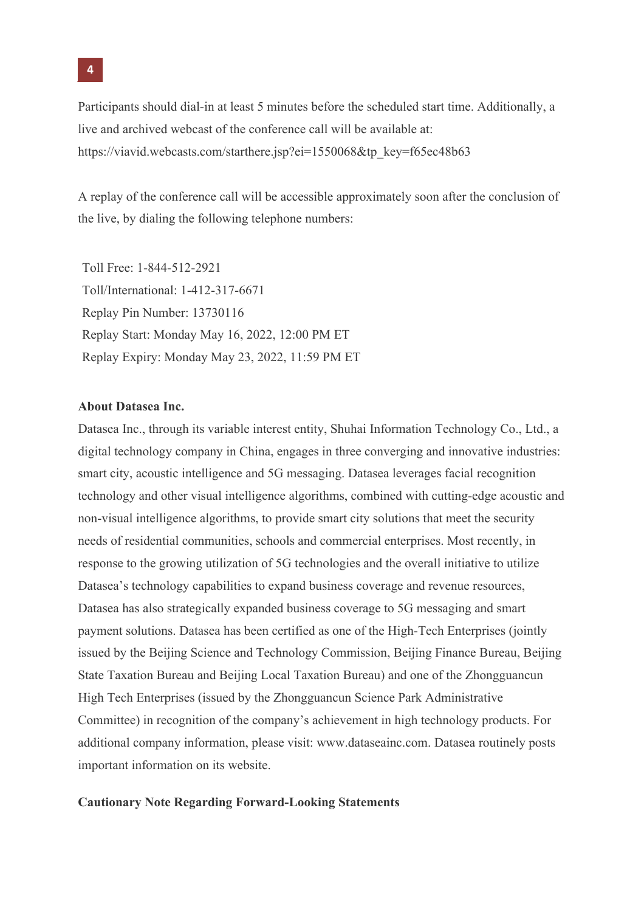Participants should dial-in at least 5 minutes before the scheduled start time. Additionally, a live and archived webcast of the conference call will be available at: https://viavid.webcasts.com/starthere.jsp?ei=1550068&tp_key=f65ec48b63

A replay of the conference call will be accessible approximately soon after the conclusion of the live, by dialing the following telephone numbers:

Toll Free: 1-844-512-2921
Toll/International: 1-412-317-6671
Replay Pin Number: 13730116
Replay Start: Monday May 16, 2022, 12:00 PM ET
Replay Expiry: Monday May 23, 2022, 11:59 PM ET

**About Datasea Inc.**

Datasea Inc., through its variable interest entity, Shuhai Information Technology Co., Ltd., a digital technology company in China, engages in three converging and innovative industries: smart city, acoustic intelligence and 5G messaging. Datasea leverages facial recognition technology and other visual intelligence algorithms, combined with cutting-edge acoustic and non-visual intelligence algorithms, to provide smart city solutions that meet the security needs of residential communities, schools and commercial enterprises. Most recently, in response to the growing utilization of 5G technologies and the overall initiative to utilize Datasea's technology capabilities to expand business coverage and revenue resources, Datasea has also strategically expanded business coverage to 5G messaging and smart payment solutions. Datasea has been certified as one of the High-Tech Enterprises (jointly issued by the Beijing Science and Technology Commission, Beijing Finance Bureau, Beijing State Taxation Bureau and Beijing Local Taxation Bureau) and one of the Zhongguancun High Tech Enterprises (issued by the Zhongguancun Science Park Administrative Committee) in recognition of the company's achievement in high technology products. For additional company information, please visit: www.dataseainc.com. Datasea routinely posts important information on its website.

**Cautionary Note Regarding Forward-Looking Statements**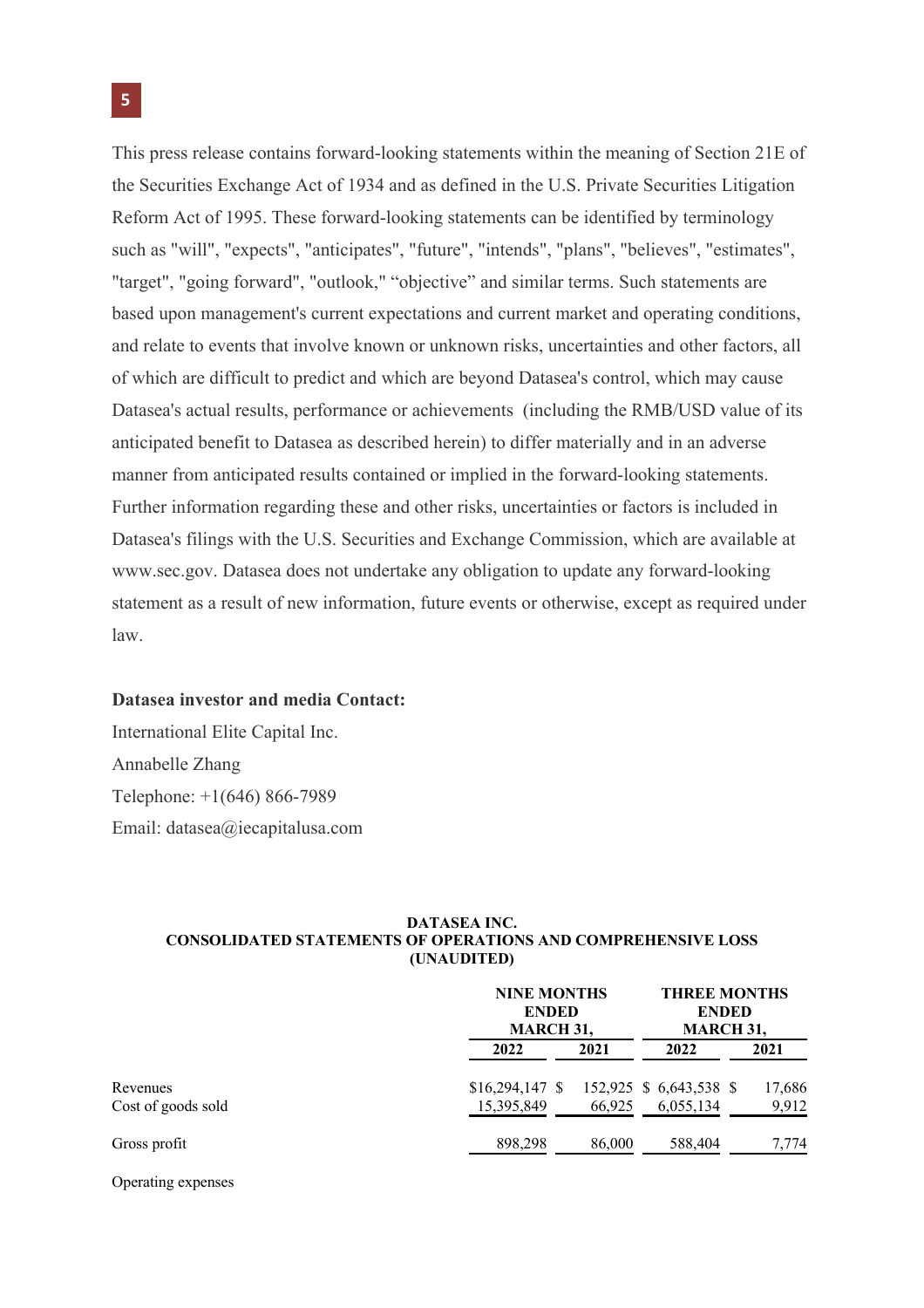This press release contains forward-looking statements within the meaning of Section 21E of the Securities Exchange Act of 1934 and as defined in the U.S. Private Securities Litigation Reform Act of 1995. These forward-looking statements can be identified by terminology such as "will", "expects", "anticipates", "future", "intends", "plans", "believes", "estimates", "target", "going forward", "outlook," "objective" and similar terms. Such statements are based upon management's current expectations and current market and operating conditions, and relate to events that involve known or unknown risks, uncertainties and other factors, all of which are difficult to predict and which are beyond Datasea's control, which may cause Datasea's actual results, performance or achievements (including the RMB/USD value of its anticipated benefit to Datasea as described herein) to differ materially and in an adverse manner from anticipated results contained or implied in the forward-looking statements. Further information regarding these and other risks, uncertainties or factors is included in Datasea's filings with the U.S. Securities and Exchange Commission, which are available at www.sec.gov. Datasea does not undertake any obligation to update any forward-looking statement as a result of new information, future events or otherwise, except as required under law.

**Datasea investor and media Contact:**

International Elite Capital Inc.
Annabelle Zhang
Telephone: +1(646) 866-7989
Email: datasea@iecapitalusa.com

**DATASEA INC.**
**CONSOLIDATED STATEMENTS OF OPERATIONS AND COMPREHENSIVE LOSS**
**(UNAUDITED)**

| | NINE MONTHS ENDED MARCH 31, | | THREE MONTHS ENDED MARCH 31, | |
|---|---|---|---|---|
| | 2022 | 2021 | 2022 | 2021 |
| Revenues | $16,294,147 | $ 152,925 | $ 6,643,538 | $ 17,686 |
| Cost of goods sold | 15,395,849 | 66,925 | 6,055,134 | 9,912 |
| Gross profit | 898,298 | 86,000 | 588,404 | 7,774 |
| Operating expenses | | | | |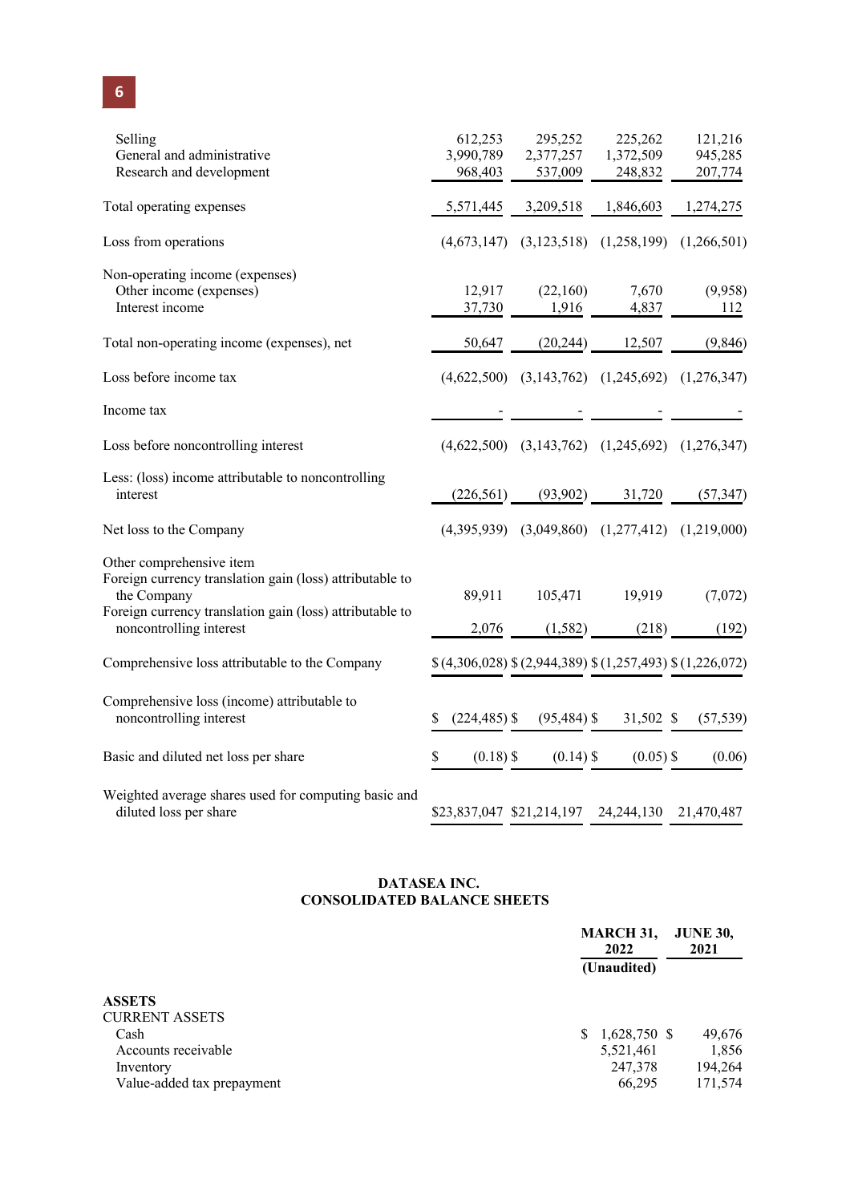| | | | | |
|---|---|---|---|---|
| Selling | 612,253 | 295,252 | 225,262 | 121,216 |
| General and administrative | 3,990,789 | 2,377,257 | 1,372,509 | 945,285 |
| Research and development | 968,403 | 537,009 | 248,832 | 207,774 |
| Total operating expenses | 5,571,445 | 3,209,518 | 1,846,603 | 1,274,275 |
| Loss from operations | (4,673,147) | (3,123,518) | (1,258,199) | (1,266,501) |
| Non-operating income (expenses) | | | | |
| Other income (expenses) | 12,917 | (22,160) | 7,670 | (9,958) |
| Interest income | 37,730 | 1,916 | 4,837 | 112 |
| Total non-operating income (expenses), net | 50,647 | (20,244) | 12,507 | (9,846) |
| Loss before income tax | (4,622,500) | (3,143,762) | (1,245,692) | (1,276,347) |
| Income tax | - | - | - | - |
| Loss before noncontrolling interest | (4,622,500) | (3,143,762) | (1,245,692) | (1,276,347) |
| Less: (loss) income attributable to noncontrolling interest | (226,561) | (93,902) | 31,720 | (57,347) |
| Net loss to the Company | (4,395,939) | (3,049,860) | (1,277,412) | (1,219,000) |
| Other comprehensive item | | | | |
| Foreign currency translation gain (loss) attributable to the Company | 89,911 | 105,471 | 19,919 | (7,072) |
| Foreign currency translation gain (loss) attributable to noncontrolling interest | 2,076 | (1,582) | (218) | (192) |
| Comprehensive loss attributable to the Company | $ (4,306,028) | $ (2,944,389) | $ (1,257,493) | $ (1,226,072) |
| Comprehensive loss (income) attributable to noncontrolling interest | $ (224,485) | $ (95,484) | $ 31,502 | $ (57,539) |
| Basic and diluted net loss per share | $ (0.18) | $ (0.14) | $ (0.05) | $ (0.06) |
| Weighted average shares used for computing basic and diluted loss per share | $23,837,047 | $21,214,197 | 24,244,130 | 21,470,487 |

**DATASEA INC.**
**CONSOLIDATED BALANCE SHEETS**

| | MARCH 31, 2022 (Unaudited) | JUNE 30, 2021 |
|---|---|---|
| **ASSETS** | | |
| CURRENT ASSETS | | |
| Cash | $ 1,628,750 | $ 49,676 |
| Accounts receivable | 5,521,461 | 1,856 |
| Inventory | 247,378 | 194,264 |
| Value-added tax prepayment | 66,295 | 171,574 |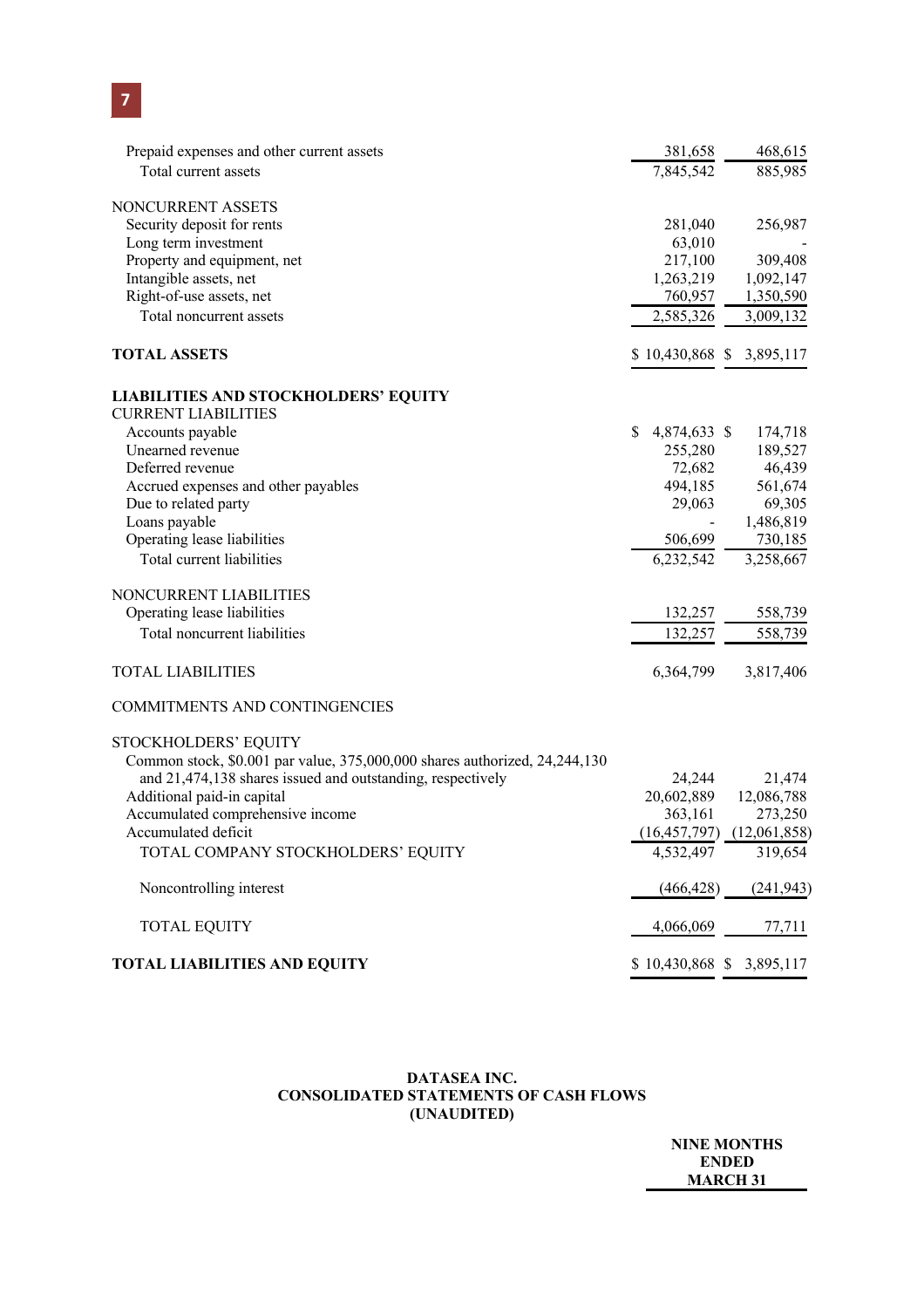| | | |
|---|---|---|
| Prepaid expenses and other current assets | 381,658 | 468,615 |
| Total current assets | 7,845,542 | 885,985 |
| | | |
| NONCURRENT ASSETS | | |
| Security deposit for rents | 281,040 | 256,987 |
| Long term investment | 63,010 | - |
| Property and equipment, net | 217,100 | 309,408 |
| Intangible assets, net | 1,263,219 | 1,092,147 |
| Right-of-use assets, net | 760,957 | 1,350,590 |
| Total noncurrent assets | 2,585,326 | 3,009,132 |
| | | |
| **TOTAL ASSETS** | $ 10,430,868 | $ 3,895,117 |
| | | |
| **LIABILITIES AND STOCKHOLDERS' EQUITY** | | |
| CURRENT LIABILITIES | | |
| Accounts payable | $ 4,874,633 | $ 174,718 |
| Unearned revenue | 255,280 | 189,527 |
| Deferred revenue | 72,682 | 46,439 |
| Accrued expenses and other payables | 494,185 | 561,674 |
| Due to related party | 29,063 | 69,305 |
| Loans payable | - | 1,486,819 |
| Operating lease liabilities | 506,699 | 730,185 |
| Total current liabilities | 6,232,542 | 3,258,667 |
| | | |
| NONCURRENT LIABILITIES | | |
| Operating lease liabilities | 132,257 | 558,739 |
| Total noncurrent liabilities | 132,257 | 558,739 |
| | | |
| TOTAL LIABILITIES | 6,364,799 | 3,817,406 |
| | | |
| COMMITMENTS AND CONTINGENCIES | | |
| | | |
| STOCKHOLDERS' EQUITY | | |
| Common stock, $0.001 par value, 375,000,000 shares authorized, 24,244,130 and 21,474,138 shares issued and outstanding, respectively | 24,244 | 21,474 |
| Additional paid-in capital | 20,602,889 | 12,086,788 |
| Accumulated comprehensive income | 363,161 | 273,250 |
| Accumulated deficit | (16,457,797) | (12,061,858) |
| TOTAL COMPANY STOCKHOLDERS' EQUITY | 4,532,497 | 319,654 |
| | | |
| Noncontrolling interest | (466,428) | (241,943) |
| | | |
| TOTAL EQUITY | 4,066,069 | 77,711 |
| | | |
| **TOTAL LIABILITIES AND EQUITY** | $ 10,430,868 | $ 3,895,117 |

**DATASEA INC.**
**CONSOLIDATED STATEMENTS OF CASH FLOWS**
**(UNAUDITED)**

**NINE MONTHS ENDED MARCH 31**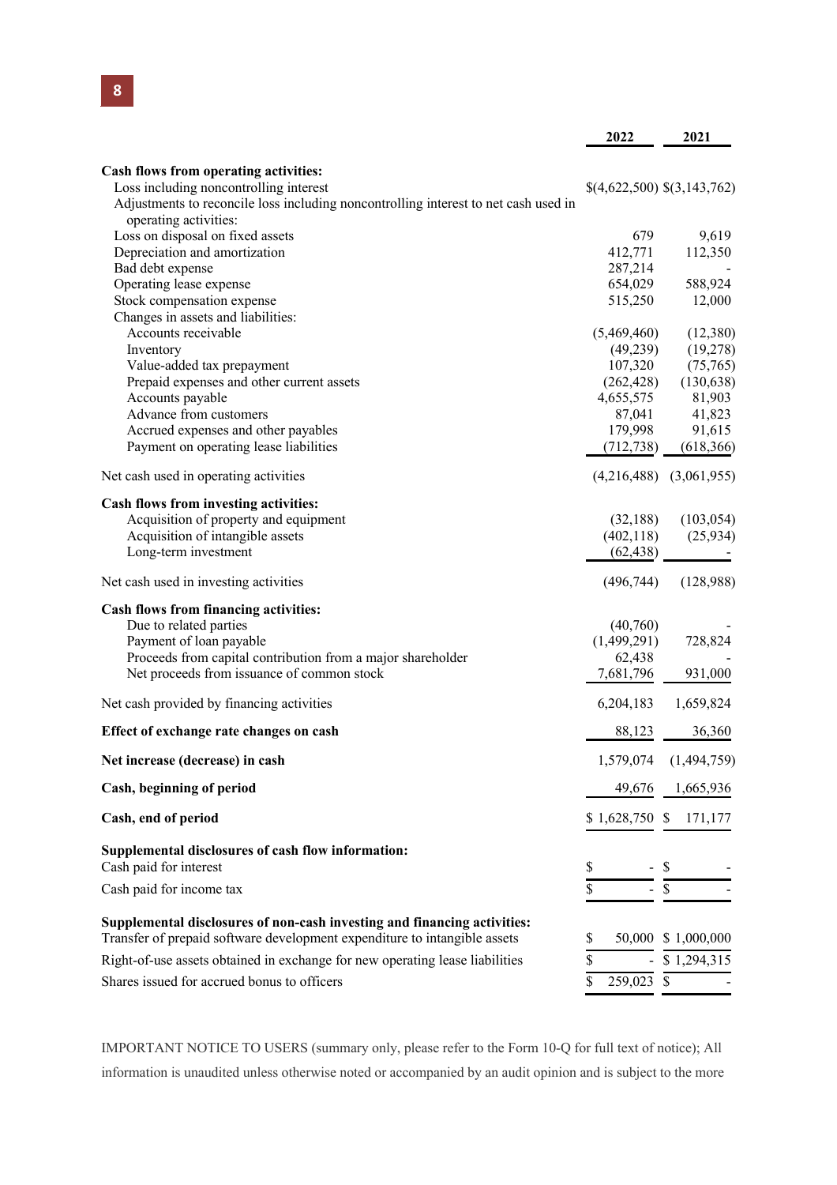| | 2022 | 2021 |
|---|---|---|
| **Cash flows from operating activities:** | | |
| Loss including noncontrolling interest | $(4,622,500) | $(3,143,762) |
| Adjustments to reconcile loss including noncontrolling interest to net cash used in operating activities: | | |
| Loss on disposal on fixed assets | 679 | 9,619 |
| Depreciation and amortization | 412,771 | 112,350 |
| Bad debt expense | 287,214 | - |
| Operating lease expense | 654,029 | 588,924 |
| Stock compensation expense | 515,250 | 12,000 |
| Changes in assets and liabilities: | | |
| Accounts receivable | (5,469,460) | (12,380) |
| Inventory | (49,239) | (19,278) |
| Value-added tax prepayment | 107,320 | (75,765) |
| Prepaid expenses and other current assets | (262,428) | (130,638) |
| Accounts payable | 4,655,575 | 81,903 |
| Advance from customers | 87,041 | 41,823 |
| Accrued expenses and other payables | 179,998 | 91,615 |
| Payment on operating lease liabilities | (712,738) | (618,366) |
| Net cash used in operating activities | (4,216,488) | (3,061,955) |
| **Cash flows from investing activities:** | | |
| Acquisition of property and equipment | (32,188) | (103,054) |
| Acquisition of intangible assets | (402,118) | (25,934) |
| Long-term investment | (62,438) | - |
| Net cash used in investing activities | (496,744) | (128,988) |
| **Cash flows from financing activities:** | | |
| Due to related parties | (40,760) | - |
| Payment of loan payable | (1,499,291) | 728,824 |
| Proceeds from capital contribution from a major shareholder | 62,438 | - |
| Net proceeds from issuance of common stock | 7,681,796 | 931,000 |
| Net cash provided by financing activities | 6,204,183 | 1,659,824 |
| **Effect of exchange rate changes on cash** | 88,123 | 36,360 |
| **Net increase (decrease) in cash** | 1,579,074 | (1,494,759) |
| **Cash, beginning of period** | 49,676 | 1,665,936 |
| **Cash, end of period** | $ 1,628,750 | $ 171,177 |
| **Supplemental disclosures of cash flow information:** | | |
| Cash paid for interest | $ - | $ - |
| Cash paid for income tax | $ - | $ - |
| **Supplemental disclosures of non-cash investing and financing activities:** | | |
| Transfer of prepaid software development expenditure to intangible assets | $ 50,000 | $ 1,000,000 |
| Right-of-use assets obtained in exchange for new operating lease liabilities | $ - | $ 1,294,315 |
| Shares issued for accrued bonus to officers | $ 259,023 | $ - |

IMPORTANT NOTICE TO USERS (summary only, please refer to the Form 10-Q for full text of notice); All information is unaudited unless otherwise noted or accompanied by an audit opinion and is subject to the more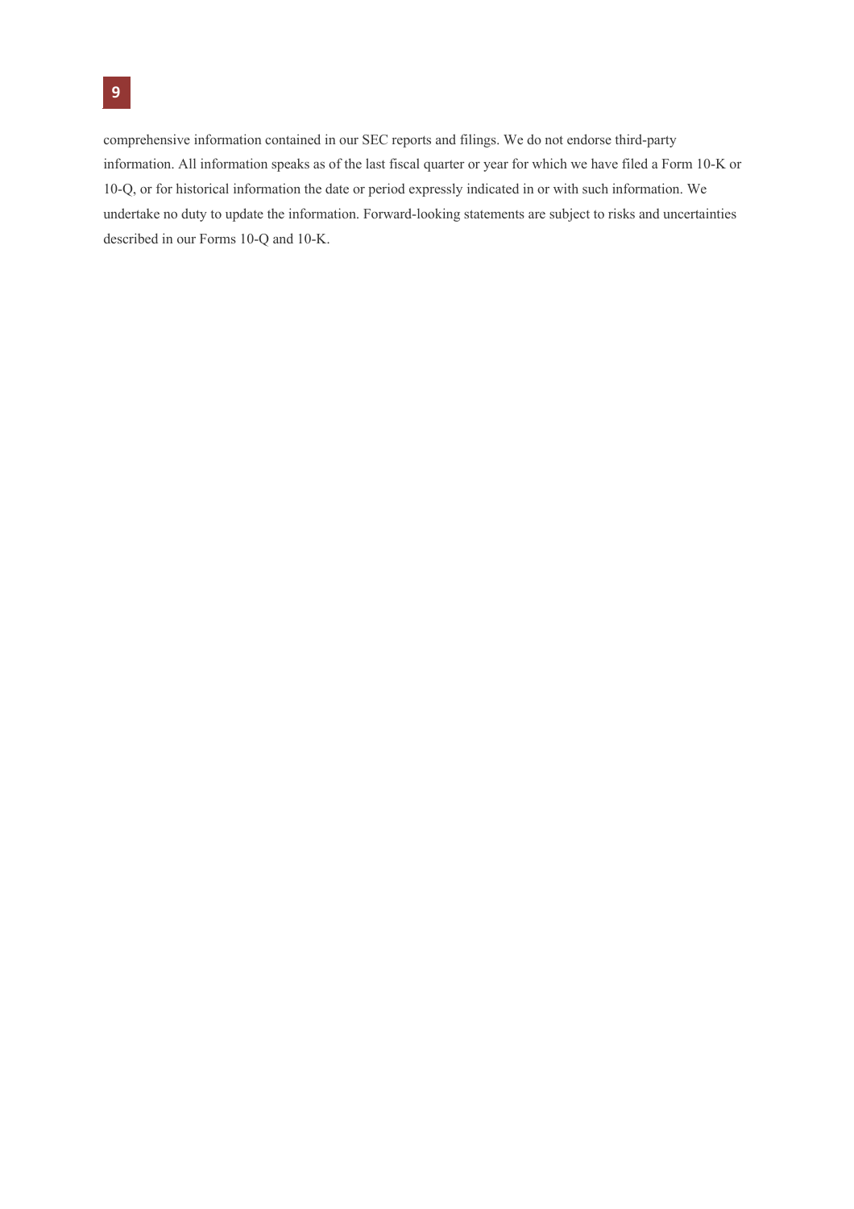comprehensive information contained in our SEC reports and filings. We do not endorse third-party information. All information speaks as of the last fiscal quarter or year for which we have filed a Form 10-K or 10-Q, or for historical information the date or period expressly indicated in or with such information. We undertake no duty to update the information. Forward-looking statements are subject to risks and uncertainties described in our Forms 10-Q and 10-K.